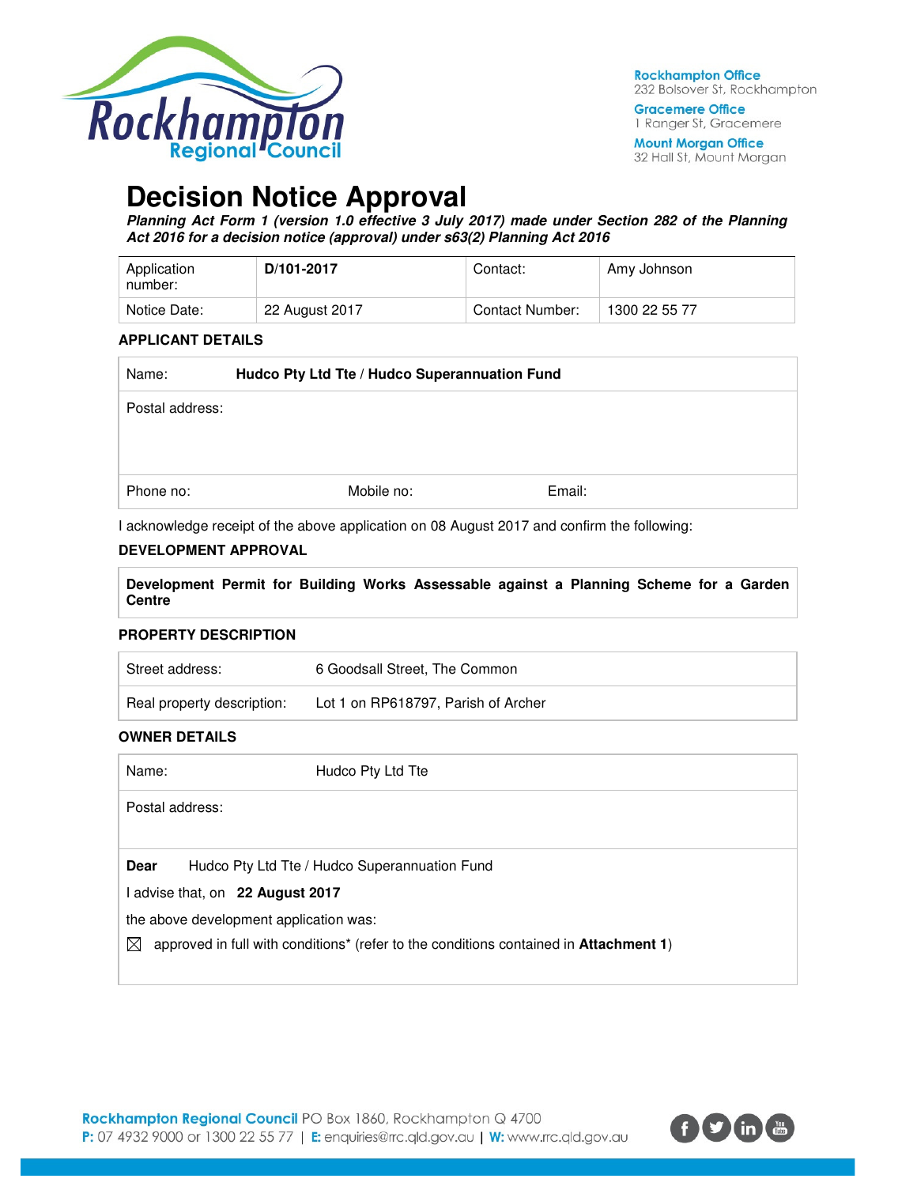Rockhampton Office
232 Bolsover St, Rockhampton

Gracemere Office
1 Ranger St, Gracemere

Mount Morgan Office
32 Hall St, Mount Morgan

# Decision Notice Approval

***Planning Act Form 1 (version 1.0 effective 3 July 2017) made under Section 282 of the Planning Act 2016 for a decision notice (approval) under s63(2) Planning Act 2016***

| Application number: | **D/101-2017** | Contact: | Amy Johnson |
|---|---|---|---|
| Notice Date: | 22 August 2017 | Contact Number: | 1300 22 55 77 |

### APPLICANT DETAILS

| Name: | **Hudco Pty Ltd Tte / Hudco Superannuation Fund** | |
|---|---|---|
| Postal address: | | |
| Phone no: | Mobile no: | Email: |

I acknowledge receipt of the above application on 08 August 2017 and confirm the following:

### DEVELOPMENT APPROVAL

**Development Permit for Building Works Assessable against a Planning Scheme for a Garden Centre**

### PROPERTY DESCRIPTION

| Street address: | 6 Goodsall Street, The Common |
|---|---|
| Real property description: | Lot 1 on RP618797, Parish of Archer |

### OWNER DETAILS

| Name: | Hudco Pty Ltd Tte |
|---|---|
| Postal address: | |

**Dear** Hudco Pty Ltd Tte / Hudco Superannuation Fund

I advise that, on **22 August 2017**

the above development application was:

☒ approved in full with conditions* (refer to the conditions contained in **Attachment 1**)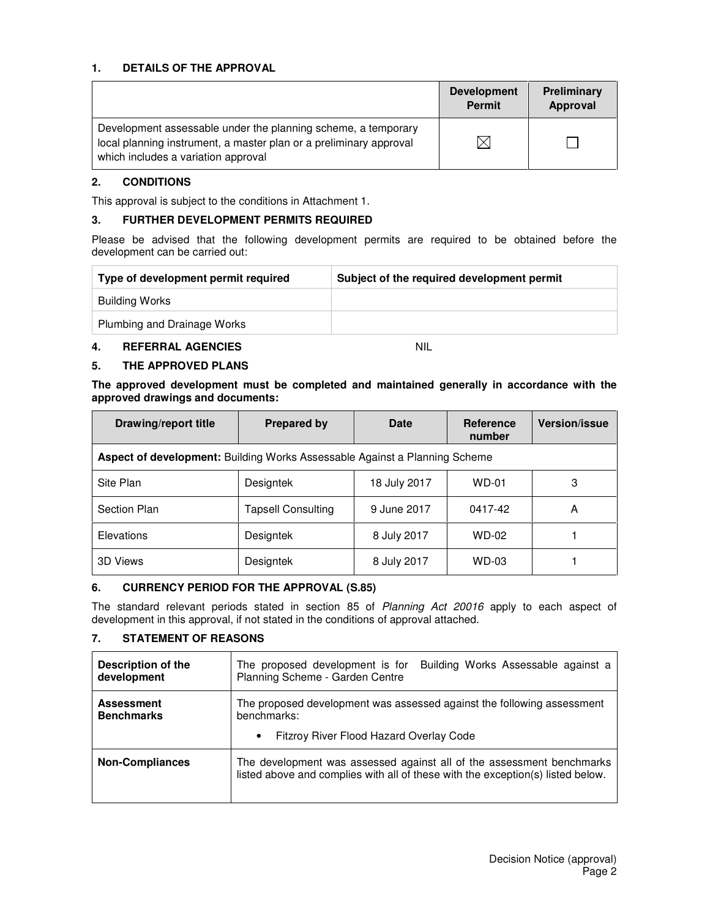## 1. DETAILS OF THE APPROVAL

| | Development Permit | Preliminary Approval |
|---|---|---|
| Development assessable under the planning scheme, a temporary local planning instrument, a master plan or a preliminary approval which includes a variation approval | ☒ | ☐ |

## 2. CONDITIONS

This approval is subject to the conditions in Attachment 1.

## 3. FURTHER DEVELOPMENT PERMITS REQUIRED

Please be advised that the following development permits are required to be obtained before the development can be carried out:

| Type of development permit required | Subject of the required development permit |
|---|---|
| Building Works | |
| Plumbing and Drainage Works | |

## 4. REFERRAL AGENCIES

NIL

## 5. THE APPROVED PLANS

**The approved development must be completed and maintained generally in accordance with the approved drawings and documents:**

| Drawing/report title | Prepared by | Date | Reference number | Version/issue |
|---|---|---|---|---|
| **Aspect of development:** Building Works Assessable Against a Planning Scheme | | | | |
| Site Plan | Designtek | 18 July 2017 | WD-01 | 3 |
| Section Plan | Tapsell Consulting | 9 June 2017 | 0417-42 | A |
| Elevations | Designtek | 8 July 2017 | WD-02 | 1 |
| 3D Views | Designtek | 8 July 2017 | WD-03 | 1 |

## 6. CURRENCY PERIOD FOR THE APPROVAL (S.85)

The standard relevant periods stated in section 85 of *Planning Act 20016* apply to each aspect of development in this approval, if not stated in the conditions of approval attached.

## 7. STATEMENT OF REASONS

| | |
|---|---|
| **Description of the development** | The proposed development is for Building Works Assessable against a Planning Scheme - Garden Centre |
| **Assessment Benchmarks** | The proposed development was assessed against the following assessment benchmarks:<br>• Fitzroy River Flood Hazard Overlay Code |
| **Non-Compliances** | The development was assessed against all of the assessment benchmarks listed above and complies with all of these with the exception(s) listed below. |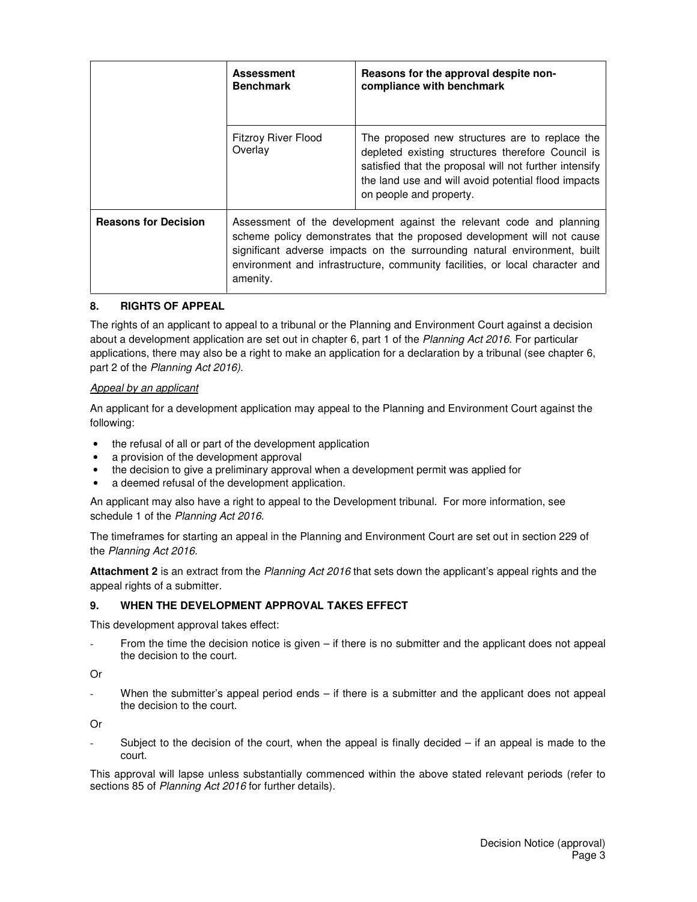| | Assessment Benchmark | Reasons for the approval despite non-compliance with benchmark |
|---|---|---|
| | Fitzroy River Flood Overlay | The proposed new structures are to replace the depleted existing structures therefore Council is satisfied that the proposal will not further intensify the land use and will avoid potential flood impacts on people and property. |
| **Reasons for Decision** | Assessment of the development against the relevant code and planning scheme policy demonstrates that the proposed development will not cause significant adverse impacts on the surrounding natural environment, built environment and infrastructure, community facilities, or local character and amenity. | |

## 8. RIGHTS OF APPEAL

The rights of an applicant to appeal to a tribunal or the Planning and Environment Court against a decision about a development application are set out in chapter 6, part 1 of the *Planning Act 2016*. For particular applications, there may also be a right to make an application for a declaration by a tribunal (see chapter 6, part 2 of the *Planning Act 2016)*.

*Appeal by an applicant*

An applicant for a development application may appeal to the Planning and Environment Court against the following:

- the refusal of all or part of the development application
- a provision of the development approval
- the decision to give a preliminary approval when a development permit was applied for
- a deemed refusal of the development application.

An applicant may also have a right to appeal to the Development tribunal. For more information, see schedule 1 of the *Planning Act 2016*.

The timeframes for starting an appeal in the Planning and Environment Court are set out in section 229 of the *Planning Act 2016*.

**Attachment 2** is an extract from the *Planning Act 2016* that sets down the applicant's appeal rights and the appeal rights of a submitter.

## 9. WHEN THE DEVELOPMENT APPROVAL TAKES EFFECT

This development approval takes effect:

- From the time the decision notice is given – if there is no submitter and the applicant does not appeal the decision to the court.

Or

- When the submitter's appeal period ends – if there is a submitter and the applicant does not appeal the decision to the court.

Or

- Subject to the decision of the court, when the appeal is finally decided – if an appeal is made to the court.

This approval will lapse unless substantially commenced within the above stated relevant periods (refer to sections 85 of *Planning Act 2016* for further details).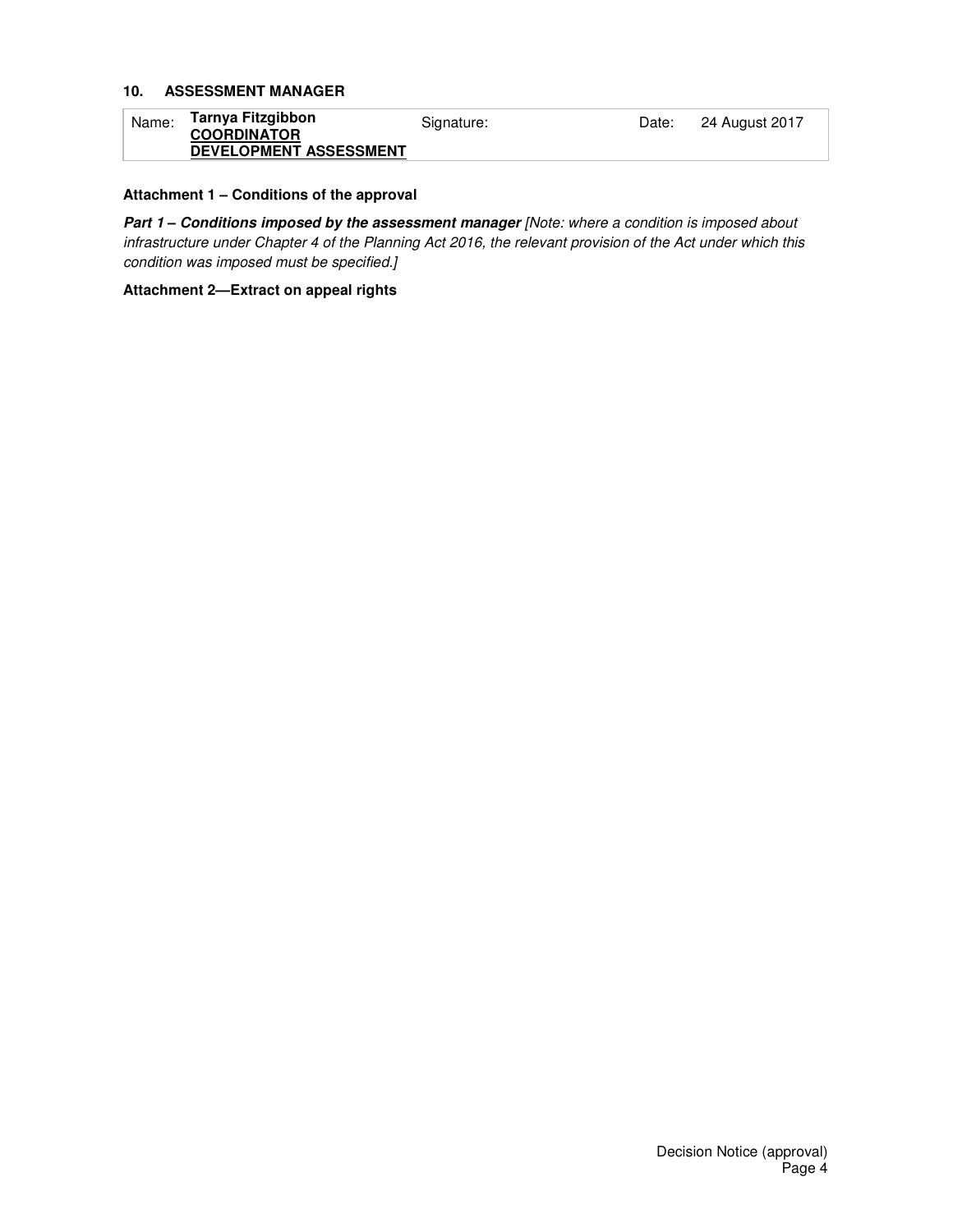## 10. ASSESSMENT MANAGER

| Name: | Tarnya Fitzgibbon <br> **COORDINATOR** <br> **DEVELOPMENT ASSESSMENT** | Signature: | | Date: | 24 August 2017 |
|---|---|---|---|---|---|

**Attachment 1 – Conditions of the approval**

***Part 1 – Conditions imposed by the assessment manager*** *[Note: where a condition is imposed about infrastructure under Chapter 4 of the Planning Act 2016, the relevant provision of the Act under which this condition was imposed must be specified.]*

**Attachment 2—Extract on appeal rights**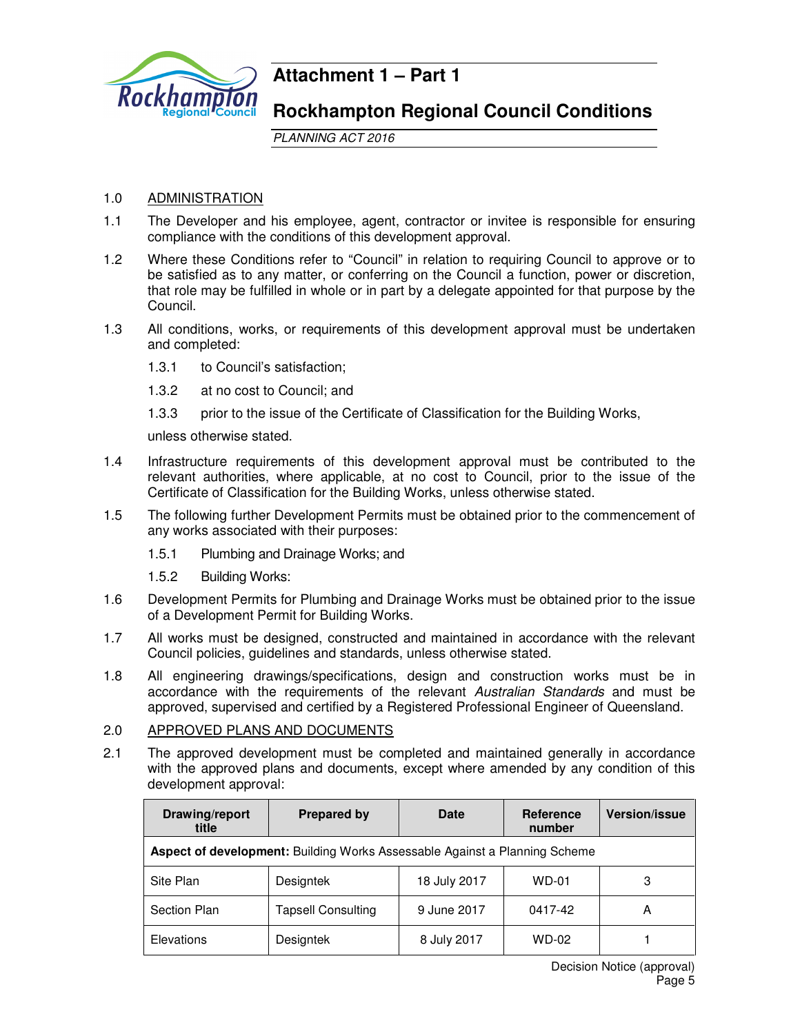# Attachment 1 – Part 1

## Rockhampton Regional Council Conditions

*PLANNING ACT 2016*

1.0 ADMINISTRATION

1.1 The Developer and his employee, agent, contractor or invitee is responsible for ensuring compliance with the conditions of this development approval.

1.2 Where these Conditions refer to "Council" in relation to requiring Council to approve or to be satisfied as to any matter, or conferring on the Council a function, power or discretion, that role may be fulfilled in whole or in part by a delegate appointed for that purpose by the Council.

1.3 All conditions, works, or requirements of this development approval must be undertaken and completed:

1.3.1 to Council's satisfaction;

1.3.2 at no cost to Council; and

1.3.3 prior to the issue of the Certificate of Classification for the Building Works,

unless otherwise stated.

1.4 Infrastructure requirements of this development approval must be contributed to the relevant authorities, where applicable, at no cost to Council, prior to the issue of the Certificate of Classification for the Building Works, unless otherwise stated.

1.5 The following further Development Permits must be obtained prior to the commencement of any works associated with their purposes:

1.5.1 Plumbing and Drainage Works; and

1.5.2 Building Works:

1.6 Development Permits for Plumbing and Drainage Works must be obtained prior to the issue of a Development Permit for Building Works.

1.7 All works must be designed, constructed and maintained in accordance with the relevant Council policies, guidelines and standards, unless otherwise stated.

1.8 All engineering drawings/specifications, design and construction works must be in accordance with the requirements of the relevant *Australian Standards* and must be approved, supervised and certified by a Registered Professional Engineer of Queensland.

2.0 APPROVED PLANS AND DOCUMENTS

2.1 The approved development must be completed and maintained generally in accordance with the approved plans and documents, except where amended by any condition of this development approval:

| Drawing/report title | Prepared by | Date | Reference number | Version/issue |
|---|---|---|---|---|
| **Aspect of development:** Building Works Assessable Against a Planning Scheme | | | | |
| Site Plan | Designtek | 18 July 2017 | WD-01 | 3 |
| Section Plan | Tapsell Consulting | 9 June 2017 | 0417-42 | A |
| Elevations | Designtek | 8 July 2017 | WD-02 | 1 |

Decision Notice (approval)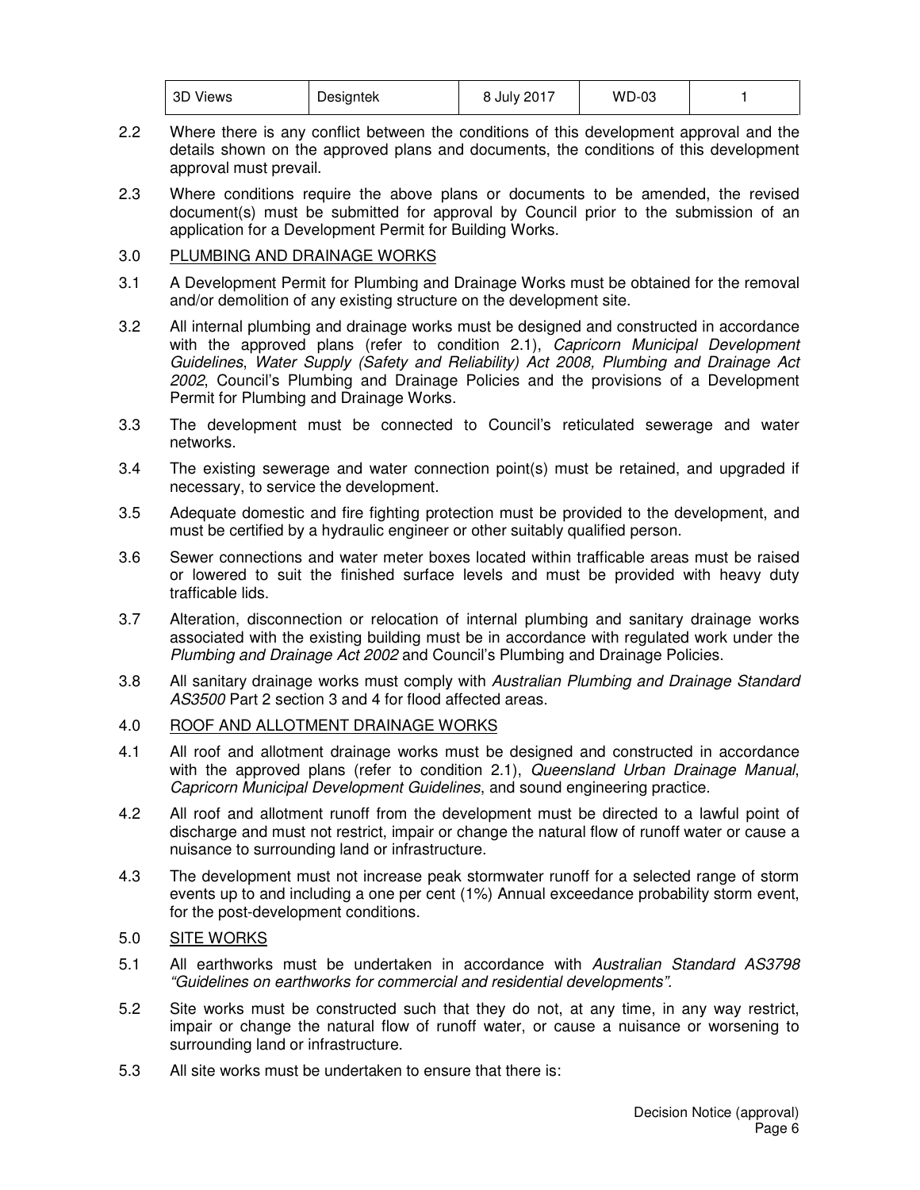| 3D Views | Designtek | 8 July 2017 | WD-03 | 1 |
|---|---|---|---|---|

2.2 Where there is any conflict between the conditions of this development approval and the details shown on the approved plans and documents, the conditions of this development approval must prevail.

2.3 Where conditions require the above plans or documents to be amended, the revised document(s) must be submitted for approval by Council prior to the submission of an application for a Development Permit for Building Works.

3.0 PLUMBING AND DRAINAGE WORKS

3.1 A Development Permit for Plumbing and Drainage Works must be obtained for the removal and/or demolition of any existing structure on the development site.

3.2 All internal plumbing and drainage works must be designed and constructed in accordance with the approved plans (refer to condition 2.1), *Capricorn Municipal Development Guidelines*, *Water Supply (Safety and Reliability) Act 2008*, *Plumbing and Drainage Act 2002*, Council's Plumbing and Drainage Policies and the provisions of a Development Permit for Plumbing and Drainage Works.

3.3 The development must be connected to Council's reticulated sewerage and water networks.

3.4 The existing sewerage and water connection point(s) must be retained, and upgraded if necessary, to service the development.

3.5 Adequate domestic and fire fighting protection must be provided to the development, and must be certified by a hydraulic engineer or other suitably qualified person.

3.6 Sewer connections and water meter boxes located within trafficable areas must be raised or lowered to suit the finished surface levels and must be provided with heavy duty trafficable lids.

3.7 Alteration, disconnection or relocation of internal plumbing and sanitary drainage works associated with the existing building must be in accordance with regulated work under the *Plumbing and Drainage Act 2002* and Council's Plumbing and Drainage Policies.

3.8 All sanitary drainage works must comply with *Australian Plumbing and Drainage Standard AS3500* Part 2 section 3 and 4 for flood affected areas.

4.0 ROOF AND ALLOTMENT DRAINAGE WORKS

4.1 All roof and allotment drainage works must be designed and constructed in accordance with the approved plans (refer to condition 2.1), *Queensland Urban Drainage Manual*, *Capricorn Municipal Development Guidelines*, and sound engineering practice.

4.2 All roof and allotment runoff from the development must be directed to a lawful point of discharge and must not restrict, impair or change the natural flow of runoff water or cause a nuisance to surrounding land or infrastructure.

4.3 The development must not increase peak stormwater runoff for a selected range of storm events up to and including a one per cent (1%) Annual exceedance probability storm event, for the post-development conditions.

5.0 SITE WORKS

5.1 All earthworks must be undertaken in accordance with *Australian Standard AS3798 "Guidelines on earthworks for commercial and residential developments".*

5.2 Site works must be constructed such that they do not, at any time, in any way restrict, impair or change the natural flow of runoff water, or cause a nuisance or worsening to surrounding land or infrastructure.

5.3 All site works must be undertaken to ensure that there is: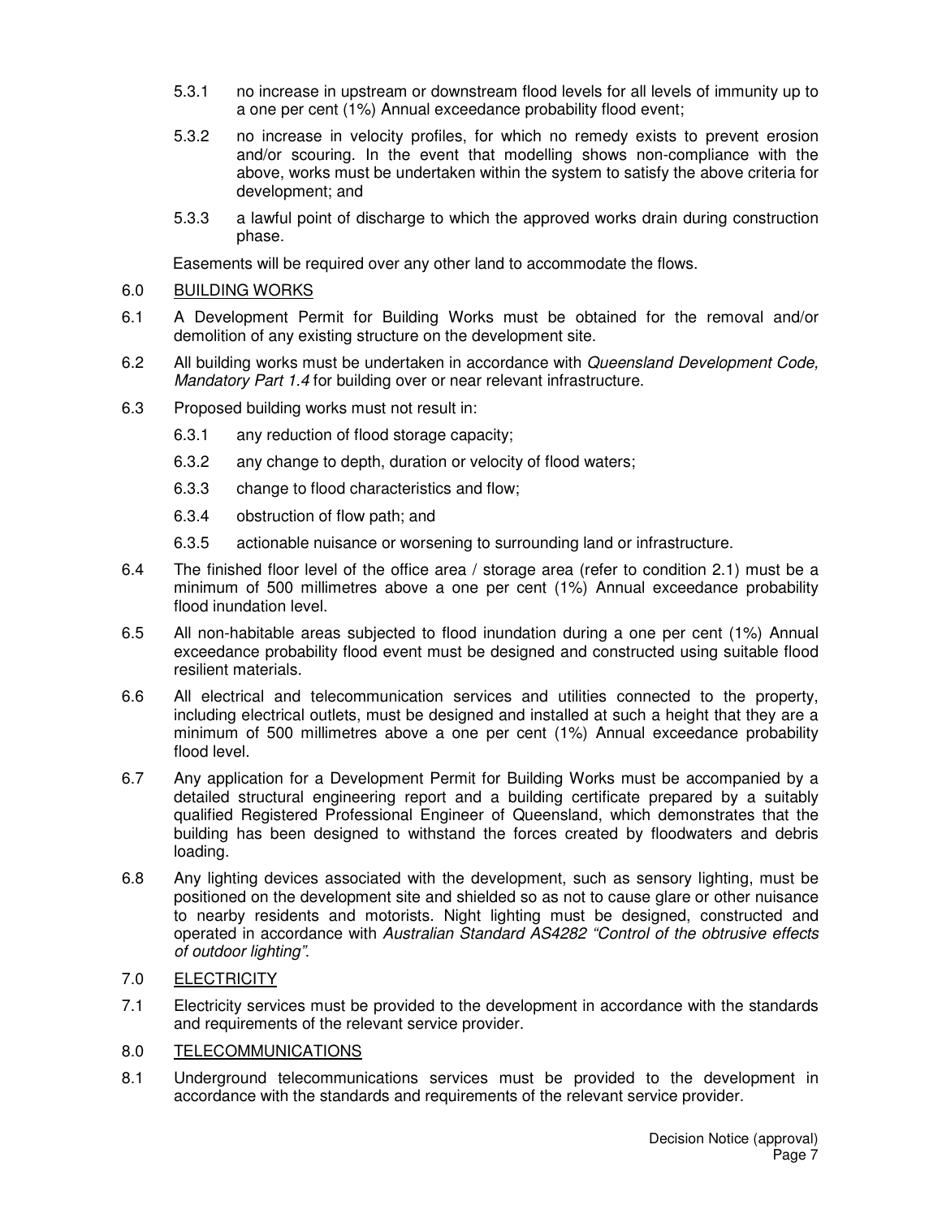5.3.1 no increase in upstream or downstream flood levels for all levels of immunity up to a one per cent (1%) Annual exceedance probability flood event;

5.3.2 no increase in velocity profiles, for which no remedy exists to prevent erosion and/or scouring. In the event that modelling shows non-compliance with the above, works must be undertaken within the system to satisfy the above criteria for development; and

5.3.3 a lawful point of discharge to which the approved works drain during construction phase.

Easements will be required over any other land to accommodate the flows.

6.0 <u>BUILDING WORKS</u>

6.1 A Development Permit for Building Works must be obtained for the removal and/or demolition of any existing structure on the development site.

6.2 All building works must be undertaken in accordance with *Queensland Development Code, Mandatory Part 1.4* for building over or near relevant infrastructure.

6.3 Proposed building works must not result in:

6.3.1 any reduction of flood storage capacity;

6.3.2 any change to depth, duration or velocity of flood waters;

6.3.3 change to flood characteristics and flow;

6.3.4 obstruction of flow path; and

6.3.5 actionable nuisance or worsening to surrounding land or infrastructure.

6.4 The finished floor level of the office area / storage area (refer to condition 2.1) must be a minimum of 500 millimetres above a one per cent (1%) Annual exceedance probability flood inundation level.

6.5 All non-habitable areas subjected to flood inundation during a one per cent (1%) Annual exceedance probability flood event must be designed and constructed using suitable flood resilient materials.

6.6 All electrical and telecommunication services and utilities connected to the property, including electrical outlets, must be designed and installed at such a height that they are a minimum of 500 millimetres above a one per cent (1%) Annual exceedance probability flood level.

6.7 Any application for a Development Permit for Building Works must be accompanied by a detailed structural engineering report and a building certificate prepared by a suitably qualified Registered Professional Engineer of Queensland, which demonstrates that the building has been designed to withstand the forces created by floodwaters and debris loading.

6.8 Any lighting devices associated with the development, such as sensory lighting, must be positioned on the development site and shielded so as not to cause glare or other nuisance to nearby residents and motorists. Night lighting must be designed, constructed and operated in accordance with *Australian Standard AS4282 "Control of the obtrusive effects of outdoor lighting"*.

7.0 <u>ELECTRICITY</u>

7.1 Electricity services must be provided to the development in accordance with the standards and requirements of the relevant service provider.

8.0 <u>TELECOMMUNICATIONS</u>

8.1 Underground telecommunications services must be provided to the development in accordance with the standards and requirements of the relevant service provider.

Decision Notice (approval)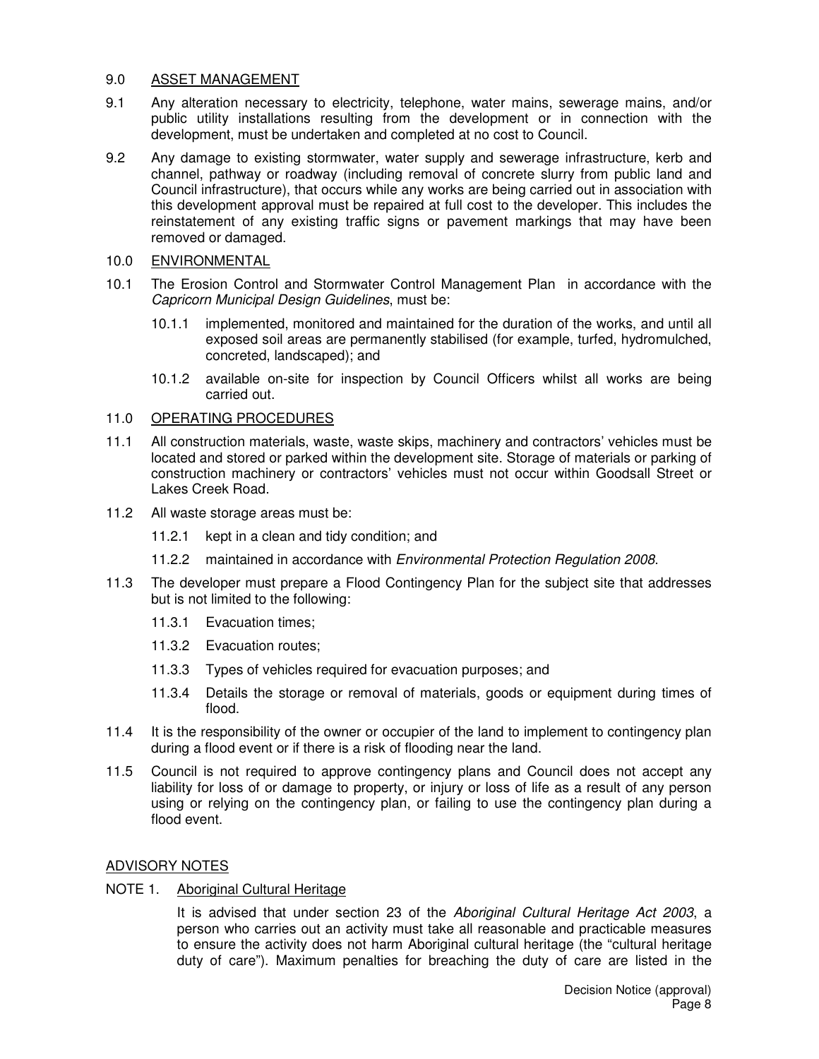## 9.0 ASSET MANAGEMENT

9.1 Any alteration necessary to electricity, telephone, water mains, sewerage mains, and/or public utility installations resulting from the development or in connection with the development, must be undertaken and completed at no cost to Council.

9.2 Any damage to existing stormwater, water supply and sewerage infrastructure, kerb and channel, pathway or roadway (including removal of concrete slurry from public land and Council infrastructure), that occurs while any works are being carried out in association with this development approval must be repaired at full cost to the developer. This includes the reinstatement of any existing traffic signs or pavement markings that may have been removed or damaged.

## 10.0 ENVIRONMENTAL

10.1 The Erosion Control and Stormwater Control Management Plan in accordance with the *Capricorn Municipal Design Guidelines*, must be:

- 10.1.1 implemented, monitored and maintained for the duration of the works, and until all exposed soil areas are permanently stabilised (for example, turfed, hydromulched, concreted, landscaped); and
- 10.1.2 available on-site for inspection by Council Officers whilst all works are being carried out.

## 11.0 OPERATING PROCEDURES

11.1 All construction materials, waste, waste skips, machinery and contractors' vehicles must be located and stored or parked within the development site. Storage of materials or parking of construction machinery or contractors' vehicles must not occur within Goodsall Street or Lakes Creek Road.

11.2 All waste storage areas must be:

- 11.2.1 kept in a clean and tidy condition; and
- 11.2.2 maintained in accordance with *Environmental Protection Regulation 2008*.

11.3 The developer must prepare a Flood Contingency Plan for the subject site that addresses but is not limited to the following:

- 11.3.1 Evacuation times;
- 11.3.2 Evacuation routes;
- 11.3.3 Types of vehicles required for evacuation purposes; and
- 11.3.4 Details the storage or removal of materials, goods or equipment during times of flood.

11.4 It is the responsibility of the owner or occupier of the land to implement to contingency plan during a flood event or if there is a risk of flooding near the land.

11.5 Council is not required to approve contingency plans and Council does not accept any liability for loss of or damage to property, or injury or loss of life as a result of any person using or relying on the contingency plan, or failing to use the contingency plan during a flood event.

## ADVISORY NOTES

### NOTE 1. Aboriginal Cultural Heritage

It is advised that under section 23 of the *Aboriginal Cultural Heritage Act 2003*, a person who carries out an activity must take all reasonable and practicable measures to ensure the activity does not harm Aboriginal cultural heritage (the "cultural heritage duty of care"). Maximum penalties for breaching the duty of care are listed in the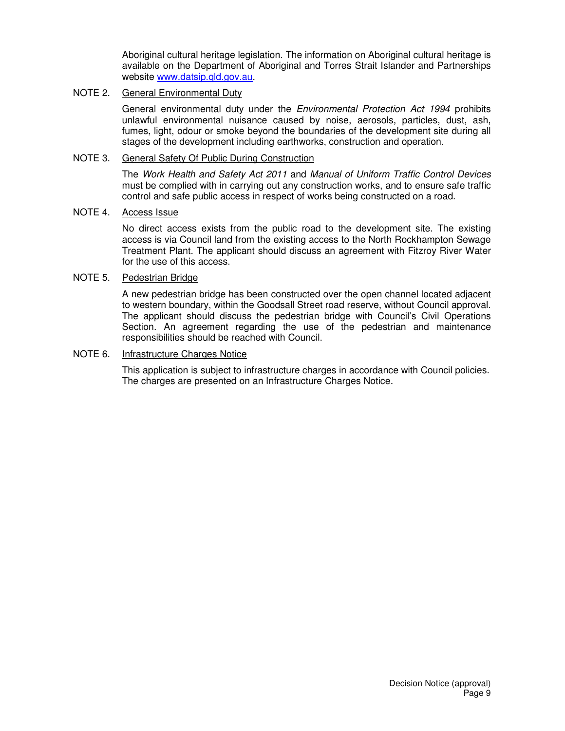Aboriginal cultural heritage legislation. The information on Aboriginal cultural heritage is available on the Department of Aboriginal and Torres Strait Islander and Partnerships website www.datsip.qld.gov.au.

NOTE 2. General Environmental Duty

General environmental duty under the *Environmental Protection Act 1994* prohibits unlawful environmental nuisance caused by noise, aerosols, particles, dust, ash, fumes, light, odour or smoke beyond the boundaries of the development site during all stages of the development including earthworks, construction and operation.

NOTE 3. General Safety Of Public During Construction

The *Work Health and Safety Act 2011* and *Manual of Uniform Traffic Control Devices* must be complied with in carrying out any construction works, and to ensure safe traffic control and safe public access in respect of works being constructed on a road.

NOTE 4. Access Issue

No direct access exists from the public road to the development site. The existing access is via Council land from the existing access to the North Rockhampton Sewage Treatment Plant. The applicant should discuss an agreement with Fitzroy River Water for the use of this access.

NOTE 5. Pedestrian Bridge

A new pedestrian bridge has been constructed over the open channel located adjacent to western boundary, within the Goodsall Street road reserve, without Council approval. The applicant should discuss the pedestrian bridge with Council's Civil Operations Section. An agreement regarding the use of the pedestrian and maintenance responsibilities should be reached with Council.

NOTE 6. Infrastructure Charges Notice

This application is subject to infrastructure charges in accordance with Council policies. The charges are presented on an Infrastructure Charges Notice.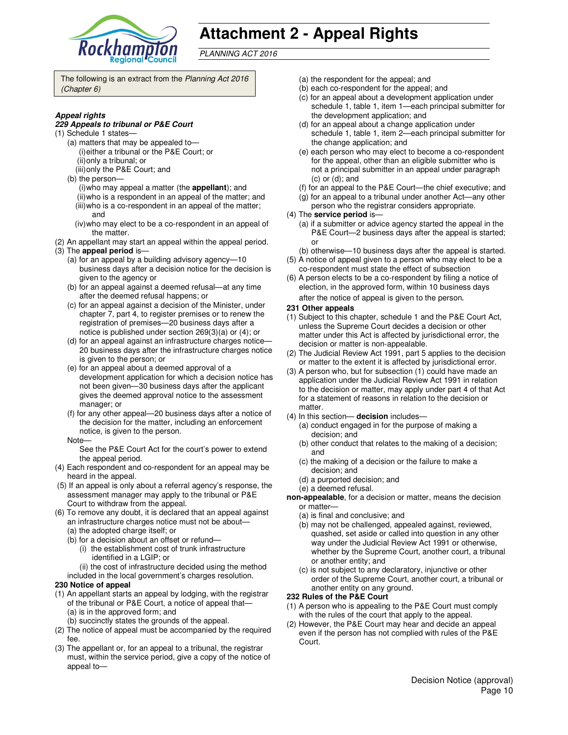# Attachment 2 - Appeal Rights

*PLANNING ACT 2016*

The following is an extract from the *Planning Act 2016 (Chapter 6)*

***Appeal rights***

***229 Appeals to tribunal or P&E Court***

(1) Schedule 1 states—
  - (a) matters that may be appealed to—
    - (i) either a tribunal or the P&E Court; or
    - (ii) only a tribunal; or
    - (iii) only the P&E Court; and
  - (b) the person—
    - (i) who may appeal a matter (the **appellant**); and
    - (ii) who is a respondent in an appeal of the matter; and
    - (iii) who is a co-respondent in an appeal of the matter; and
    - (iv) who may elect to be a co-respondent in an appeal of the matter.

(2) An appellant may start an appeal within the appeal period.

(3) The **appeal period** is—
  - (a) for an appeal by a building advisory agency—10 business days after a decision notice for the decision is given to the agency or
  - (b) for an appeal against a deemed refusal—at any time after the deemed refusal happens; or
  - (c) for an appeal against a decision of the Minister, under chapter 7, part 4, to register premises or to renew the registration of premises—20 business days after a notice is published under section 269(3)(a) or (4); or
  - (d) for an appeal against an infrastructure charges notice—20 business days after the infrastructure charges notice is given to the person; or
  - (e) for an appeal about a deemed approval of a development application for which a decision notice has not been given—30 business days after the applicant gives the deemed approval notice to the assessment manager; or
  - (f) for any other appeal—20 business days after a notice of the decision for the matter, including an enforcement notice, is given to the person.

  Note—

  See the P&E Court Act for the court's power to extend the appeal period.

(4) Each respondent and co-respondent for an appeal may be heard in the appeal.

(5) If an appeal is only about a referral agency's response, the assessment manager may apply to the tribunal or P&E Court to withdraw from the appeal.

(6) To remove any doubt, it is declared that an appeal against an infrastructure charges notice must not be about—
  - (a) the adopted charge itself; or
  - (b) for a decision about an offset or refund—
    - (i) the establishment cost of trunk infrastructure identified in a LGIP; or
    - (ii) the cost of infrastructure decided using the method

  included in the local government's charges resolution.

**230 Notice of appeal**

(1) An appellant starts an appeal by lodging, with the registrar of the tribunal or P&E Court, a notice of appeal that—
  - (a) is in the approved form; and
  - (b) succinctly states the grounds of the appeal.

(2) The notice of appeal must be accompanied by the required fee.

(3) The appellant or, for an appeal to a tribunal, the registrar must, within the service period, give a copy of the notice of appeal to—
  - (a) the respondent for the appeal; and
  - (b) each co-respondent for the appeal; and
  - (c) for an appeal about a development application under schedule 1, table 1, item 1—each principal submitter for the development application; and
  - (d) for an appeal about a change application under schedule 1, table 1, item 2—each principal submitter for the change application; and
  - (e) each person who may elect to become a co-respondent for the appeal, other than an eligible submitter who is not a principal submitter in an appeal under paragraph (c) or (d); and
  - (f) for an appeal to the P&E Court—the chief executive; and
  - (g) for an appeal to a tribunal under another Act—any other person who the registrar considers appropriate.

(4) The **service period** is—
  - (a) if a submitter or advice agency started the appeal in the P&E Court—2 business days after the appeal is started; or
  - (b) otherwise—10 business days after the appeal is started.

(5) A notice of appeal given to a person who may elect to be a co-respondent must state the effect of subsection

(6) A person elects to be a co-respondent by filing a notice of election, in the approved form, within 10 business days after the notice of appeal is given to the person.

**231 Other appeals**

(1) Subject to this chapter, schedule 1 and the P&E Court Act, unless the Supreme Court decides a decision or other matter under this Act is affected by jurisdictional error, the decision or matter is non-appealable.

(2) The Judicial Review Act 1991, part 5 applies to the decision or matter to the extent it is affected by jurisdictional error.

(3) A person who, but for subsection (1) could have made an application under the Judicial Review Act 1991 in relation to the decision or matter, may apply under part 4 of that Act for a statement of reasons in relation to the decision or matter.

(4) In this section— **decision** includes—
  - (a) conduct engaged in for the purpose of making a decision; and
  - (b) other conduct that relates to the making of a decision; and
  - (c) the making of a decision or the failure to make a decision; and
  - (d) a purported decision; and
  - (e) a deemed refusal.

**non-appealable**, for a decision or matter, means the decision or matter—
  - (a) is final and conclusive; and
  - (b) may not be challenged, appealed against, reviewed, quashed, set aside or called into question in any other way under the Judicial Review Act 1991 or otherwise, whether by the Supreme Court, another court, a tribunal or another entity; and
  - (c) is not subject to any declaratory, injunctive or other order of the Supreme Court, another court, a tribunal or another entity on any ground.

**232 Rules of the P&E Court**

(1) A person who is appealing to the P&E Court must comply with the rules of the court that apply to the appeal.

(2) However, the P&E Court may hear and decide an appeal even if the person has not complied with rules of the P&E Court.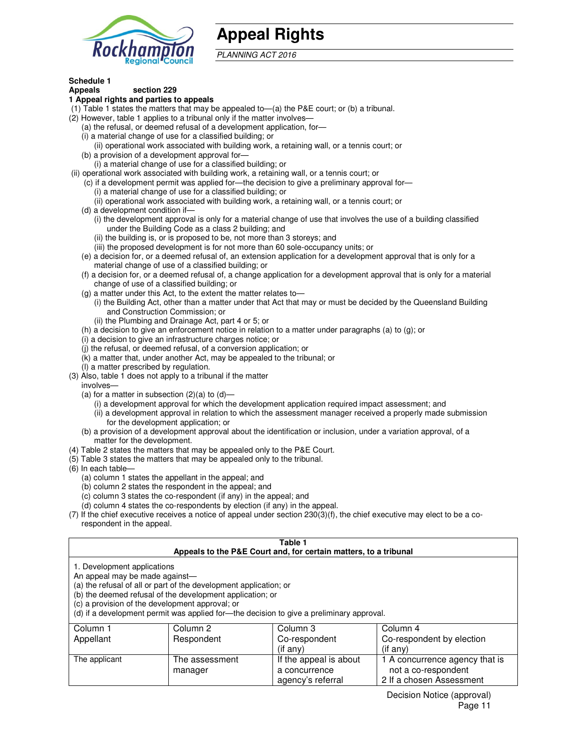# Appeal Rights

*PLANNING ACT 2016*

**Schedule 1**

**Appeals section 229**

**1 Appeal rights and parties to appeals**

(1) Table 1 states the matters that may be appealed to—(a) the P&E court; or (b) a tribunal.

(2) However, table 1 applies to a tribunal only if the matter involves—

(a) the refusal, or deemed refusal of a development application, for—

(i) a material change of use for a classified building; or

(ii) operational work associated with building work, a retaining wall, or a tennis court; or

(b) a provision of a development approval for—

(i) a material change of use for a classified building; or

(ii) operational work associated with building work, a retaining wall, or a tennis court; or

(c) if a development permit was applied for—the decision to give a preliminary approval for—

(i) a material change of use for a classified building; or

(ii) operational work associated with building work, a retaining wall, or a tennis court; or

(d) a development condition if—

(i) the development approval is only for a material change of use that involves the use of a building classified under the Building Code as a class 2 building; and

(ii) the building is, or is proposed to be, not more than 3 storeys; and

(iii) the proposed development is for not more than 60 sole-occupancy units; or

(e) a decision for, or a deemed refusal of, an extension application for a development approval that is only for a material change of use of a classified building; or

(f) a decision for, or a deemed refusal of, a change application for a development approval that is only for a material change of use of a classified building; or

(g) a matter under this Act, to the extent the matter relates to—

(i) the Building Act, other than a matter under that Act that may or must be decided by the Queensland Building and Construction Commission; or

(ii) the Plumbing and Drainage Act, part 4 or 5; or

(h) a decision to give an enforcement notice in relation to a matter under paragraphs (a) to (g); or

(i) a decision to give an infrastructure charges notice; or

(j) the refusal, or deemed refusal, of a conversion application; or

(k) a matter that, under another Act, may be appealed to the tribunal; or

(l) a matter prescribed by regulation.

(3) Also, table 1 does not apply to a tribunal if the matter involves—

(a) for a matter in subsection (2)(a) to (d)—

(i) a development approval for which the development application required impact assessment; and

(ii) a development approval in relation to which the assessment manager received a properly made submission for the development application; or

(b) a provision of a development approval about the identification or inclusion, under a variation approval, of a matter for the development.

(4) Table 2 states the matters that may be appealed only to the P&E Court.

(5) Table 3 states the matters that may be appealed only to the tribunal.

(6) In each table—

(a) column 1 states the appellant in the appeal; and

(b) column 2 states the respondent in the appeal; and

(c) column 3 states the co-respondent (if any) in the appeal; and

(d) column 4 states the co-respondents by election (if any) in the appeal.

(7) If the chief executive receives a notice of appeal under section 230(3)(f), the chief executive may elect to be a co-respondent in the appeal.

**Table 1**
**Appeals to the P&E Court and, for certain matters, to a tribunal**

1. Development applications

An appeal may be made against—

(a) the refusal of all or part of the development application; or

(b) the deemed refusal of the development application; or

(c) a provision of the development approval; or

(d) if a development permit was applied for—the decision to give a preliminary approval.

| Column 1<br>Appellant | Column 2<br>Respondent | Column 3<br>Co-respondent<br>(if any) | Column 4<br>Co-respondent by election<br>(if any) |
|---|---|---|---|
| The applicant | The assessment manager | If the appeal is about a concurrence agency's referral | 1 A concurrence agency that is not a co-respondent<br>2 If a chosen Assessment |

Decision Notice (approval)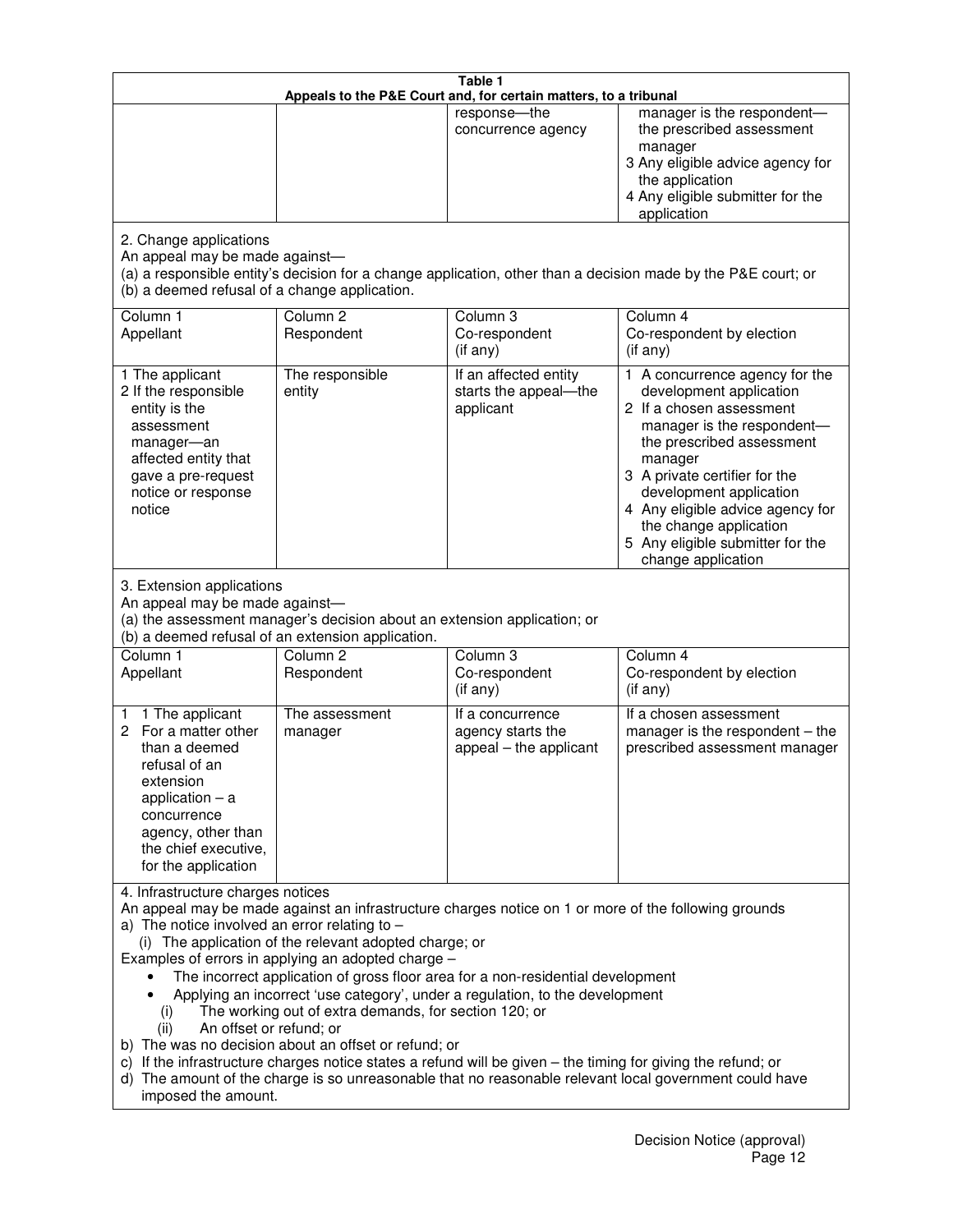**Table 1**
**Appeals to the P&E Court and, for certain matters, to a tribunal**

| | | | |
|---|---|---|---|
| | | response—the concurrence agency | manager is the respondent—the prescribed assessment manager<br>3 Any eligible advice agency for the application<br>4 Any eligible submitter for the application |

2. Change applications
An appeal may be made against—
(a) a responsible entity's decision for a change application, other than a decision made by the P&E court; or
(b) a deemed refusal of a change application.

| Column 1<br>Appellant | Column 2<br>Respondent | Column 3<br>Co-respondent<br>(if any) | Column 4<br>Co-respondent by election<br>(if any) |
|---|---|---|---|
| 1 The applicant<br>2 If the responsible entity is the assessment manager—an affected entity that gave a pre-request notice or response notice | The responsible entity | If an affected entity starts the appeal—the applicant | 1 A concurrence agency for the development application<br>2 If a chosen assessment manager is the respondent—the prescribed assessment manager<br>3 A private certifier for the development application<br>4 Any eligible advice agency for the change application<br>5 Any eligible submitter for the change application |

3. Extension applications
An appeal may be made against—
(a) the assessment manager's decision about an extension application; or
(b) a deemed refusal of an extension application.

| Column 1<br>Appellant | Column 2<br>Respondent | Column 3<br>Co-respondent<br>(if any) | Column 4<br>Co-respondent by election<br>(if any) |
|---|---|---|---|
| 1 1 The applicant<br>2 For a matter other than a deemed refusal of an extension application – a concurrence agency, other than the chief executive, for the application | The assessment manager | If a concurrence agency starts the appeal – the applicant | If a chosen assessment manager is the respondent – the prescribed assessment manager |

4. Infrastructure charges notices
An appeal may be made against an infrastructure charges notice on 1 or more of the following grounds
a) The notice involved an error relating to –
   (i) The application of the relevant adopted charge; or
Examples of errors in applying an adopted charge –
- The incorrect application of gross floor area for a non-residential development
- Applying an incorrect 'use category', under a regulation, to the development
   (i) The working out of extra demands, for section 120; or
   (ii) An offset or refund; or
b) The was no decision about an offset or refund; or
c) If the infrastructure charges notice states a refund will be given – the timing for giving the refund; or
d) The amount of the charge is so unreasonable that no reasonable relevant local government could have imposed the amount.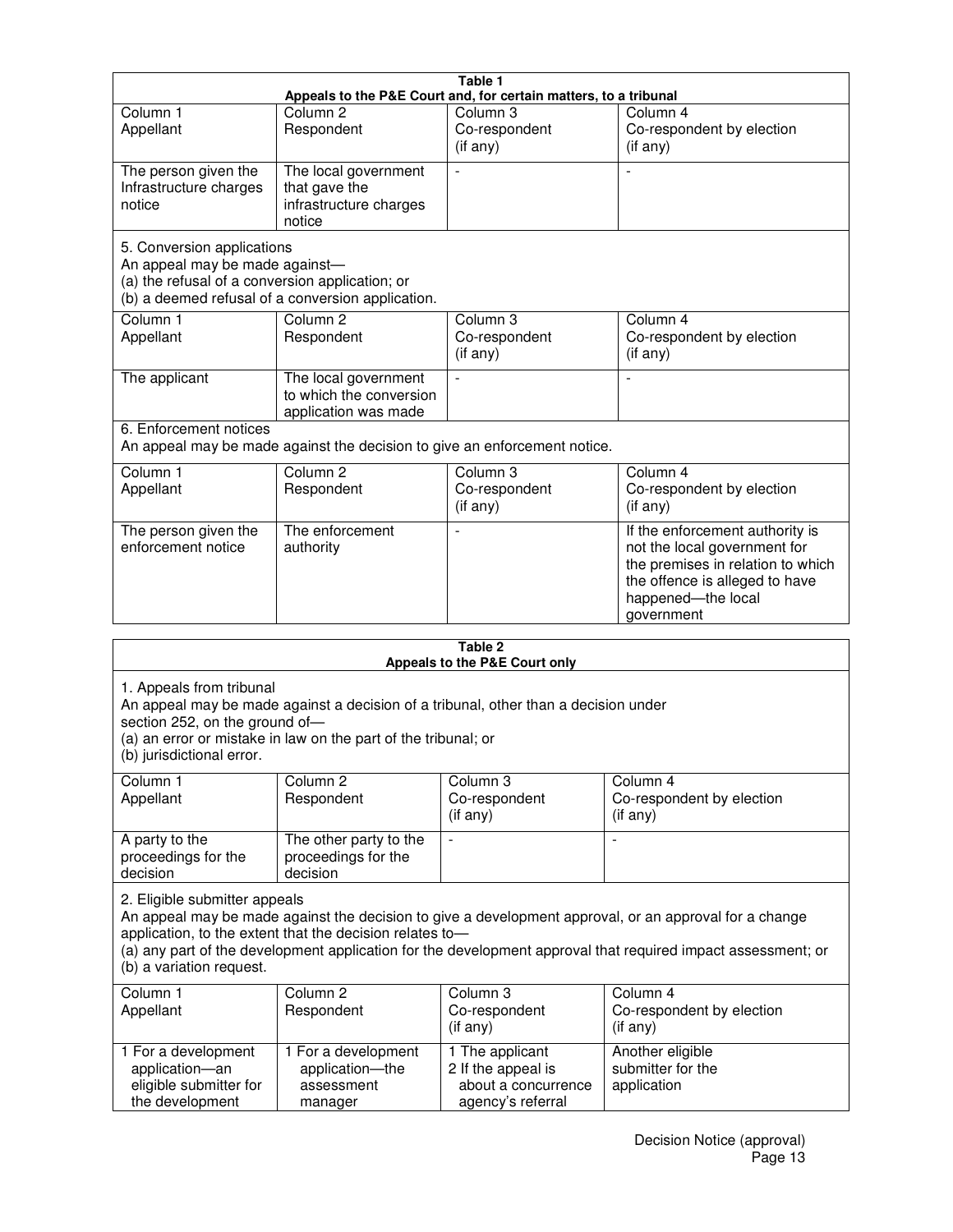**Table 1**
**Appeals to the P&E Court and, for certain matters, to a tribunal**

| Column 1 Appellant | Column 2 Respondent | Column 3 Co-respondent (if any) | Column 4 Co-respondent by election (if any) |
|---|---|---|---|
| The person given the Infrastructure charges notice | The local government that gave the infrastructure charges notice | - | - |

5. Conversion applications
An appeal may be made against—
(a) the refusal of a conversion application; or
(b) a deemed refusal of a conversion application.

| Column 1 Appellant | Column 2 Respondent | Column 3 Co-respondent (if any) | Column 4 Co-respondent by election (if any) |
|---|---|---|---|
| The applicant | The local government to which the conversion application was made | - | - |

6. Enforcement notices
An appeal may be made against the decision to give an enforcement notice.

| Column 1 Appellant | Column 2 Respondent | Column 3 Co-respondent (if any) | Column 4 Co-respondent by election (if any) |
|---|---|---|---|
| The person given the enforcement notice | The enforcement authority | - | If the enforcement authority is not the local government for the premises in relation to which the offence is alleged to have happened—the local government |

**Table 2**
**Appeals to the P&E Court only**

1. Appeals from tribunal
An appeal may be made against a decision of a tribunal, other than a decision under section 252, on the ground of—
(a) an error or mistake in law on the part of the tribunal; or
(b) jurisdictional error.

| Column 1 Appellant | Column 2 Respondent | Column 3 Co-respondent (if any) | Column 4 Co-respondent by election (if any) |
|---|---|---|---|
| A party to the proceedings for the decision | The other party to the proceedings for the decision | - | - |

2. Eligible submitter appeals
An appeal may be made against the decision to give a development approval, or an approval for a change application, to the extent that the decision relates to—
(a) any part of the development application for the development approval that required impact assessment; or
(b) a variation request.

| Column 1 Appellant | Column 2 Respondent | Column 3 Co-respondent (if any) | Column 4 Co-respondent by election (if any) |
|---|---|---|---|
| 1 For a development application—an eligible submitter for the development | 1 For a development application—the assessment manager | 1 The applicant<br>2 If the appeal is about a concurrence agency's referral | Another eligible submitter for the application |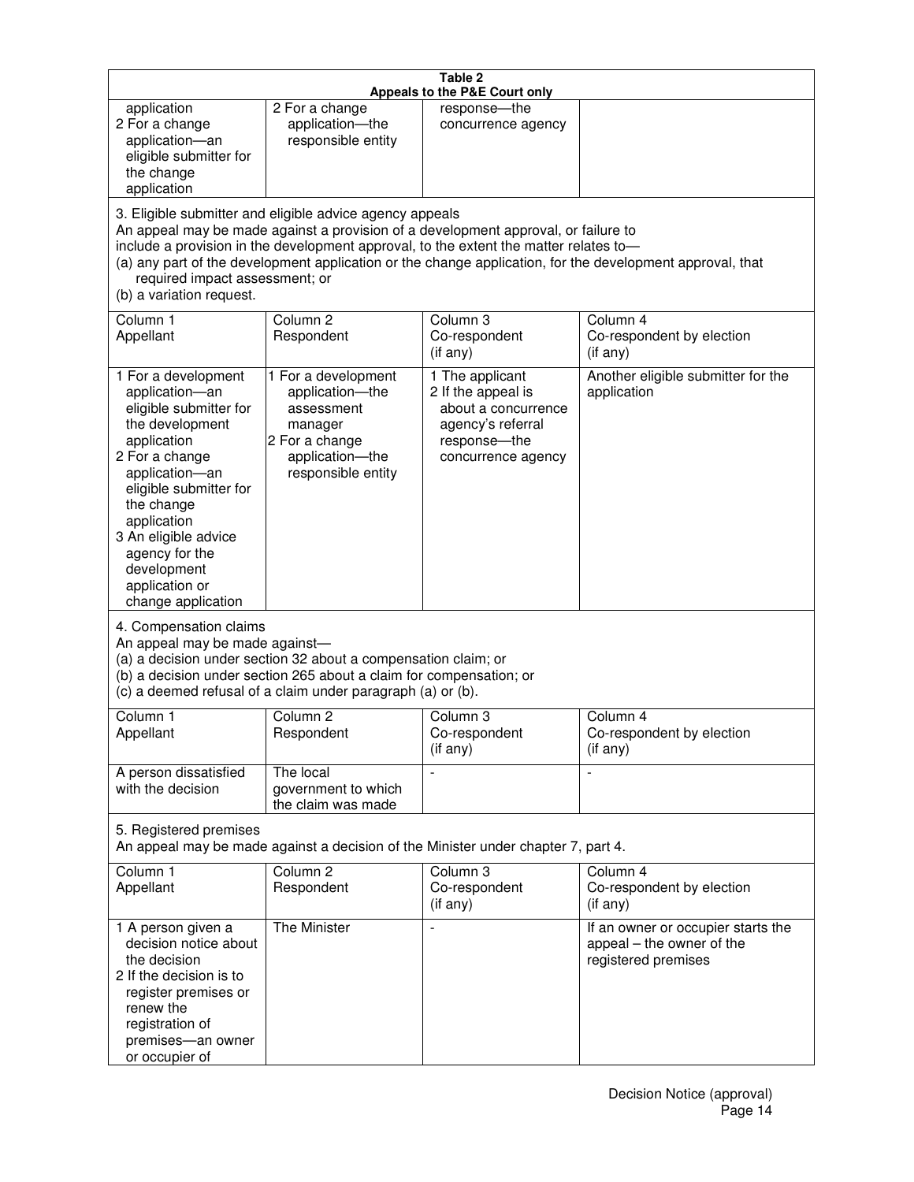**Table 2**
**Appeals to the P&E Court only**

| | | | |
|---|---|---|---|
| application<br>2 For a change application—an eligible submitter for the change application | 2 For a change application—the responsible entity | response—the concurrence agency | |

3. Eligible submitter and eligible advice agency appeals
An appeal may be made against a provision of a development approval, or failure to include a provision in the development approval, to the extent the matter relates to—
(a) any part of the development application or the change application, for the development approval, that required impact assessment; or
(b) a variation request.

| Column 1<br>Appellant | Column 2<br>Respondent | Column 3<br>Co-respondent<br>(if any) | Column 4<br>Co-respondent by election<br>(if any) |
|---|---|---|---|
| 1 For a development application—an eligible submitter for the development application<br>2 For a change application—an eligible submitter for the change application<br>3 An eligible advice agency for the development application or change application | 1 For a development application—the assessment manager<br>2 For a change application—the responsible entity | 1 The applicant<br>2 If the appeal is about a concurrence agency's referral response—the concurrence agency | Another eligible submitter for the application |

4. Compensation claims
An appeal may be made against—
(a) a decision under section 32 about a compensation claim; or
(b) a decision under section 265 about a claim for compensation; or
(c) a deemed refusal of a claim under paragraph (a) or (b).

| Column 1<br>Appellant | Column 2<br>Respondent | Column 3<br>Co-respondent<br>(if any) | Column 4<br>Co-respondent by election<br>(if any) |
|---|---|---|---|
| A person dissatisfied with the decision | The local government to which the claim was made | - | - |

5. Registered premises
An appeal may be made against a decision of the Minister under chapter 7, part 4.

| Column 1<br>Appellant | Column 2<br>Respondent | Column 3<br>Co-respondent<br>(if any) | Column 4<br>Co-respondent by election<br>(if any) |
|---|---|---|---|
| 1 A person given a decision notice about the decision<br>2 If the decision is to register premises or renew the registration of premises—an owner or occupier of | The Minister | - | If an owner or occupier starts the appeal – the owner of the registered premises |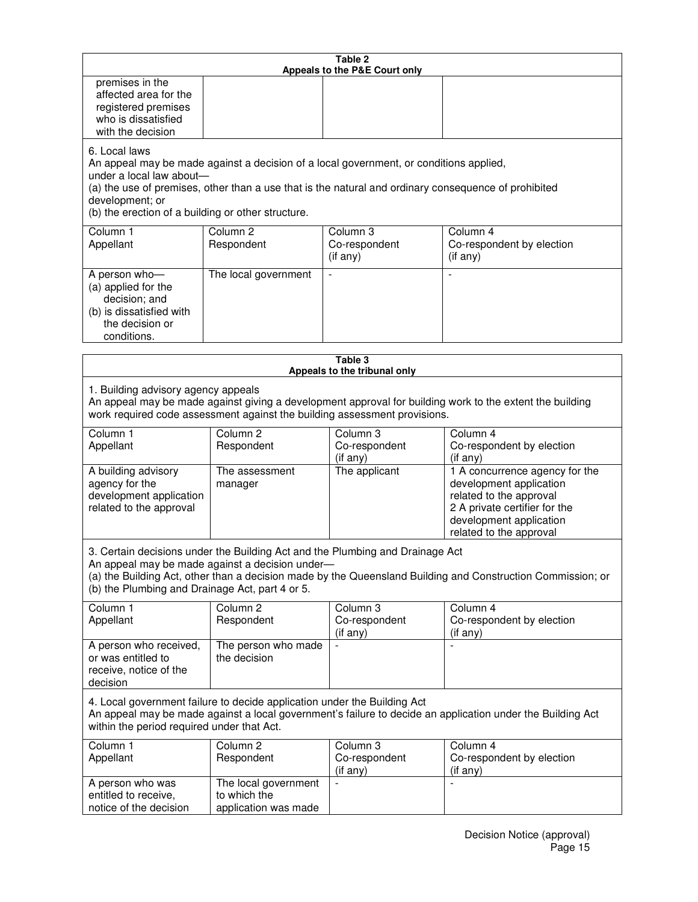**Table 2**
**Appeals to the P&E Court only**

| | | | |
|---|---|---|---|
| premises in the affected area for the registered premises who is dissatisfied with the decision | | | |

6. Local laws
An appeal may be made against a decision of a local government, or conditions applied, under a local law about—
(a) the use of premises, other than a use that is the natural and ordinary consequence of prohibited development; or
(b) the erection of a building or other structure.

| Column 1 Appellant | Column 2 Respondent | Column 3 Co-respondent (if any) | Column 4 Co-respondent by election (if any) |
|---|---|---|---|
| A person who— (a) applied for the decision; and (b) is dissatisfied with the decision or conditions. | The local government | - | - |

**Table 3**
**Appeals to the tribunal only**

1. Building advisory agency appeals
An appeal may be made against giving a development approval for building work to the extent the building work required code assessment against the building assessment provisions.

| Column 1 Appellant | Column 2 Respondent | Column 3 Co-respondent (if any) | Column 4 Co-respondent by election (if any) |
|---|---|---|---|
| A building advisory agency for the development application related to the approval | The assessment manager | The applicant | 1 A concurrence agency for the development application related to the approval 2 A private certifier for the development application related to the approval |

3. Certain decisions under the Building Act and the Plumbing and Drainage Act
An appeal may be made against a decision under—
(a) the Building Act, other than a decision made by the Queensland Building and Construction Commission; or
(b) the Plumbing and Drainage Act, part 4 or 5.

| Column 1 Appellant | Column 2 Respondent | Column 3 Co-respondent (if any) | Column 4 Co-respondent by election (if any) |
|---|---|---|---|
| A person who received, or was entitled to receive, notice of the decision | The person who made the decision | - | - |

4. Local government failure to decide application under the Building Act
An appeal may be made against a local government's failure to decide an application under the Building Act within the period required under that Act.

| Column 1 Appellant | Column 2 Respondent | Column 3 Co-respondent (if any) | Column 4 Co-respondent by election (if any) |
|---|---|---|---|
| A person who was entitled to receive, notice of the decision | The local government to which the application was made | - | - |

Decision Notice (approval)